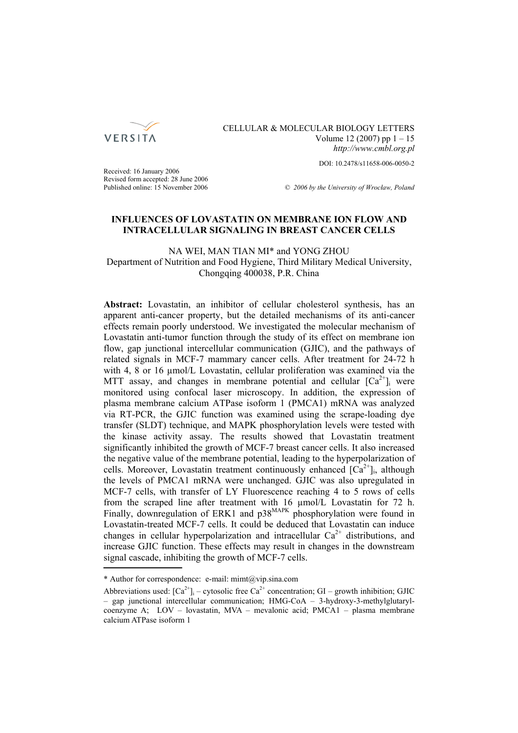CELLULAR & MOLECULAR BIOLOGY LETTERS
Volume 12 (2007) pp 1 – 15
*http://www.cmbl.org.pl*

DOI: 10.2478/s11658-006-0050-2

Received: 16 January 2006
Revised form accepted: 28 June 2006
Published online: 15 November 2006

*© 2006 by the University of Wrocław, Poland*

# INFLUENCES OF LOVASTATIN ON MEMBRANE ION FLOW AND INTRACELLULAR SIGNALING IN BREAST CANCER CELLS

NA WEI, MAN TIAN MI* and YONG ZHOU
Department of Nutrition and Food Hygiene, Third Military Medical University, Chongqing 400038, P.R. China

**Abstract:** Lovastatin, an inhibitor of cellular cholesterol synthesis, has an apparent anti-cancer property, but the detailed mechanisms of its anti-cancer effects remain poorly understood. We investigated the molecular mechanism of Lovastatin anti-tumor function through the study of its effect on membrane ion flow, gap junctional intercellular communication (GJIC), and the pathways of related signals in MCF-7 mammary cancer cells. After treatment for 24-72 h with 4, 8 or 16 µmol/L Lovastatin, cellular proliferation was examined via the MTT assay, and changes in membrane potential and cellular $[Ca^{2+}]_i$ were monitored using confocal laser microscopy. In addition, the expression of plasma membrane calcium ATPase isoform 1 (PMCA1) mRNA was analyzed via RT-PCR, the GJIC function was examined using the scrape-loading dye transfer (SLDT) technique, and MAPK phosphorylation levels were tested with the kinase activity assay. The results showed that Lovastatin treatment significantly inhibited the growth of MCF-7 breast cancer cells. It also increased the negative value of the membrane potential, leading to the hyperpolarization of cells. Moreover, Lovastatin treatment continuously enhanced $[Ca^{2+}]_i$, although the levels of PMCA1 mRNA were unchanged. GJIC was also upregulated in MCF-7 cells, with transfer of LY Fluorescence reaching 4 to 5 rows of cells from the scraped line after treatment with 16 µmol/L Lovastatin for 72 h. Finally, downregulation of ERK1 and $p38^{MAPK}$ phosphorylation were found in Lovastatin-treated MCF-7 cells. It could be deduced that Lovastatin can induce changes in cellular hyperpolarization and intracellular $Ca^{2+}$ distributions, and increase GJIC function. These effects may result in changes in the downstream signal cascade, inhibiting the growth of MCF-7 cells.

---

* Author for correspondence: e-mail: mimt@vip.sina.com

Abbreviations used: $[Ca^{2+}]_i$ – cytosolic free $Ca^{2+}$ concentration; GI – growth inhibition; GJIC – gap junctional intercellular communication; HMG-CoA – 3-hydroxy-3-methylglutaryl-coenzyme A; LOV – lovastatin, MVA – mevalonic acid; PMCA1 – plasma membrane calcium ATPase isoform 1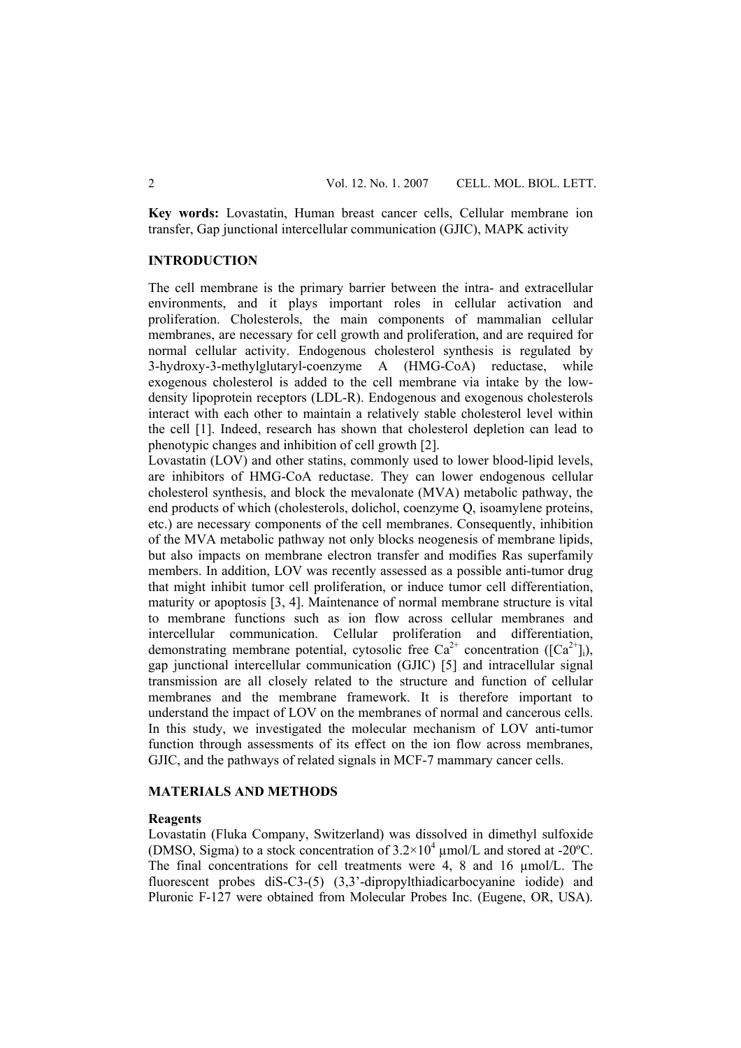**Key words:** Lovastatin, Human breast cancer cells, Cellular membrane ion transfer, Gap junctional intercellular communication (GJIC), MAPK activity

## INTRODUCTION

The cell membrane is the primary barrier between the intra- and extracellular environments, and it plays important roles in cellular activation and proliferation. Cholesterols, the main components of mammalian cellular membranes, are necessary for cell growth and proliferation, and are required for normal cellular activity. Endogenous cholesterol synthesis is regulated by 3-hydroxy-3-methylglutaryl-coenzyme A (HMG-CoA) reductase, while exogenous cholesterol is added to the cell membrane via intake by the low-density lipoprotein receptors (LDL-R). Endogenous and exogenous cholesterols interact with each other to maintain a relatively stable cholesterol level within the cell [1]. Indeed, research has shown that cholesterol depletion can lead to phenotypic changes and inhibition of cell growth [2].

Lovastatin (LOV) and other statins, commonly used to lower blood-lipid levels, are inhibitors of HMG-CoA reductase. They can lower endogenous cellular cholesterol synthesis, and block the mevalonate (MVA) metabolic pathway, the end products of which (cholesterols, dolichol, coenzyme Q, isoamylene proteins, etc.) are necessary components of the cell membranes. Consequently, inhibition of the MVA metabolic pathway not only blocks neogenesis of membrane lipids, but also impacts on membrane electron transfer and modifies Ras superfamily members. In addition, LOV was recently assessed as a possible anti-tumor drug that might inhibit tumor cell proliferation, or induce tumor cell differentiation, maturity or apoptosis [3, 4]. Maintenance of normal membrane structure is vital to membrane functions such as ion flow across cellular membranes and intercellular communication. Cellular proliferation and differentiation, demonstrating membrane potential, cytosolic free $Ca^{2+}$ concentration ($[Ca^{2+}]_i$), gap junctional intercellular communication (GJIC) [5] and intracellular signal transmission are all closely related to the structure and function of cellular membranes and the membrane framework. It is therefore important to understand the impact of LOV on the membranes of normal and cancerous cells. In this study, we investigated the molecular mechanism of LOV anti-tumor function through assessments of its effect on the ion flow across membranes, GJIC, and the pathways of related signals in MCF-7 mammary cancer cells.

## MATERIALS AND METHODS

### Reagents

Lovastatin (Fluka Company, Switzerland) was dissolved in dimethyl sulfoxide (DMSO, Sigma) to a stock concentration of $3.2\times10^4$ μmol/L and stored at -20ºC. The final concentrations for cell treatments were 4, 8 and 16 μmol/L. The fluorescent probes diS-C3-(5) (3,3'-dipropylthiadicarbocyanine iodide) and Pluronic F-127 were obtained from Molecular Probes Inc. (Eugene, OR, USA).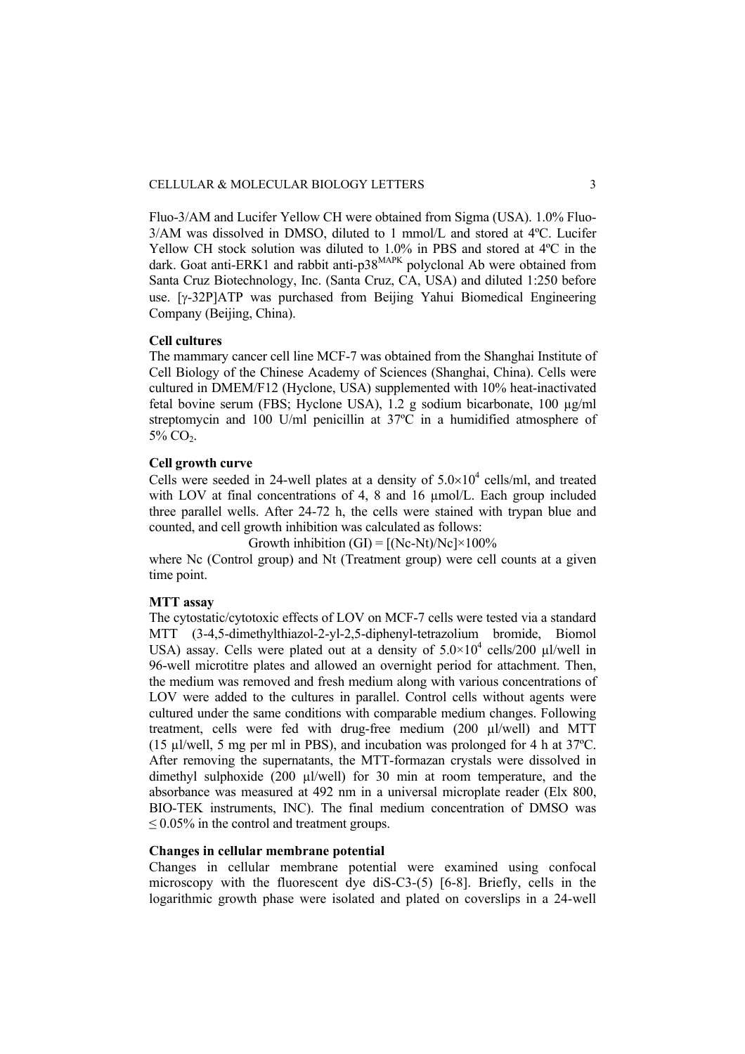Fluo-3/AM and Lucifer Yellow CH were obtained from Sigma (USA). 1.0% Fluo-3/AM was dissolved in DMSO, diluted to 1 mmol/L and stored at 4ºC. Lucifer Yellow CH stock solution was diluted to 1.0% in PBS and stored at 4ºC in the dark. Goat anti-ERK1 and rabbit anti-$p38^{MAPK}$ polyclonal Ab were obtained from Santa Cruz Biotechnology, Inc. (Santa Cruz, CA, USA) and diluted 1:250 before use. [γ-32P]ATP was purchased from Beijing Yahui Biomedical Engineering Company (Beijing, China).

**Cell cultures**

The mammary cancer cell line MCF-7 was obtained from the Shanghai Institute of Cell Biology of the Chinese Academy of Sciences (Shanghai, China). Cells were cultured in DMEM/F12 (Hyclone, USA) supplemented with 10% heat-inactivated fetal bovine serum (FBS; Hyclone USA), 1.2 g sodium bicarbonate, 100 µg/ml streptomycin and 100 U/ml penicillin at 37ºC in a humidified atmosphere of 5% $CO_2$.

**Cell growth curve**

Cells were seeded in 24-well plates at a density of $5.0 \times 10^4$ cells/ml, and treated with LOV at final concentrations of 4, 8 and 16 µmol/L. Each group included three parallel wells. After 24-72 h, the cells were stained with trypan blue and counted, and cell growth inhibition was calculated as follows:

$$\text{Growth inhibition (GI)} = [(Nc-Nt)/Nc] \times 100\%$$

where Nc (Control group) and Nt (Treatment group) were cell counts at a given time point.

**MTT assay**

The cytostatic/cytotoxic effects of LOV on MCF-7 cells were tested via a standard MTT (3-4,5-dimethylthiazol-2-yl-2,5-diphenyl-tetrazolium bromide, Biomol USA) assay. Cells were plated out at a density of $5.0 \times 10^4$ cells/200 µl/well in 96-well microtitre plates and allowed an overnight period for attachment. Then, the medium was removed and fresh medium along with various concentrations of LOV were added to the cultures in parallel. Control cells without agents were cultured under the same conditions with comparable medium changes. Following treatment, cells were fed with drug-free medium (200 µl/well) and MTT (15 µl/well, 5 mg per ml in PBS), and incubation was prolonged for 4 h at 37ºC. After removing the supernatants, the MTT-formazan crystals were dissolved in dimethyl sulphoxide (200 µl/well) for 30 min at room temperature, and the absorbance was measured at 492 nm in a universal microplate reader (Elx 800, BIO-TEK instruments, INC). The final medium concentration of DMSO was ≤ 0.05% in the control and treatment groups.

**Changes in cellular membrane potential**

Changes in cellular membrane potential were examined using confocal microscopy with the fluorescent dye diS-C3-(5) [6-8]. Briefly, cells in the logarithmic growth phase were isolated and plated on coverslips in a 24-well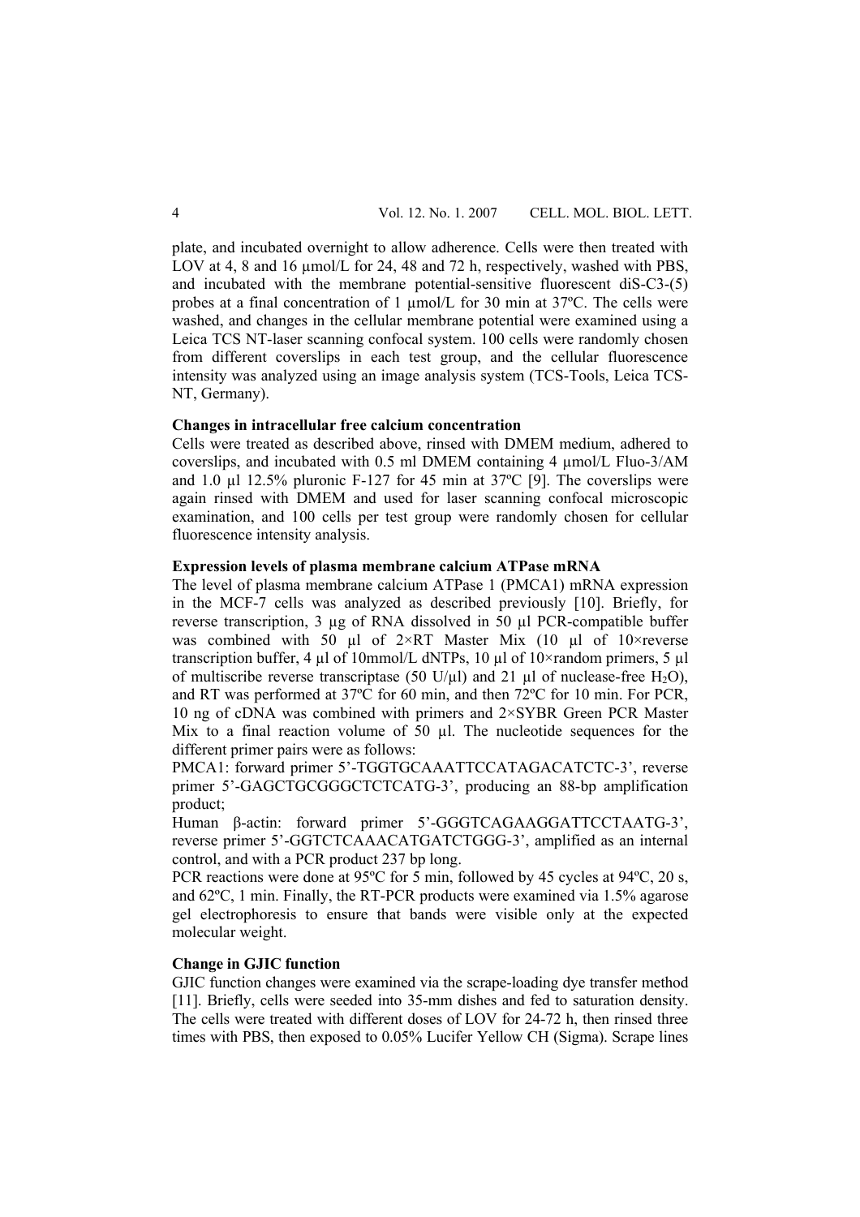plate, and incubated overnight to allow adherence. Cells were then treated with LOV at 4, 8 and 16 μmol/L for 24, 48 and 72 h, respectively, washed with PBS, and incubated with the membrane potential-sensitive fluorescent diS-C3-(5) probes at a final concentration of 1 μmol/L for 30 min at 37ºC. The cells were washed, and changes in the cellular membrane potential were examined using a Leica TCS NT-laser scanning confocal system. 100 cells were randomly chosen from different coverslips in each test group, and the cellular fluorescence intensity was analyzed using an image analysis system (TCS-Tools, Leica TCS-NT, Germany).

**Changes in intracellular free calcium concentration**

Cells were treated as described above, rinsed with DMEM medium, adhered to coverslips, and incubated with 0.5 ml DMEM containing 4 μmol/L Fluo-3/AM and 1.0 μl 12.5% pluronic F-127 for 45 min at 37ºC [9]. The coverslips were again rinsed with DMEM and used for laser scanning confocal microscopic examination, and 100 cells per test group were randomly chosen for cellular fluorescence intensity analysis.

**Expression levels of plasma membrane calcium ATPase mRNA**

The level of plasma membrane calcium ATPase 1 (PMCA1) mRNA expression in the MCF-7 cells was analyzed as described previously [10]. Briefly, for reverse transcription, 3 μg of RNA dissolved in 50 μl PCR-compatible buffer was combined with 50 μl of 2×RT Master Mix (10 μl of 10×reverse transcription buffer, 4 μl of 10mmol/L dNTPs, 10 μl of 10×random primers, 5 μl of multiscribe reverse transcriptase (50 U/μl) and 21 μl of nuclease-free $H_2O$), and RT was performed at 37ºC for 60 min, and then 72ºC for 10 min. For PCR, 10 ng of cDNA was combined with primers and 2×SYBR Green PCR Master Mix to a final reaction volume of 50 μl. The nucleotide sequences for the different primer pairs were as follows:

PMCA1: forward primer 5'-TGGTGCAAATTCCATAGACATCTC-3', reverse primer 5'-GAGCTGCGGGCTCTCATG-3', producing an 88-bp amplification product;

Human β-actin: forward primer 5'-GGGTCAGAAGGATTCCTAATG-3', reverse primer 5'-GGTCTCAAACATGATCTGGG-3', amplified as an internal control, and with a PCR product 237 bp long.

PCR reactions were done at 95ºC for 5 min, followed by 45 cycles at 94ºC, 20 s, and 62ºC, 1 min. Finally, the RT-PCR products were examined via 1.5% agarose gel electrophoresis to ensure that bands were visible only at the expected molecular weight.

**Change in GJIC function**

GJIC function changes were examined via the scrape-loading dye transfer method [11]. Briefly, cells were seeded into 35-mm dishes and fed to saturation density. The cells were treated with different doses of LOV for 24-72 h, then rinsed three times with PBS, then exposed to 0.05% Lucifer Yellow CH (Sigma). Scrape lines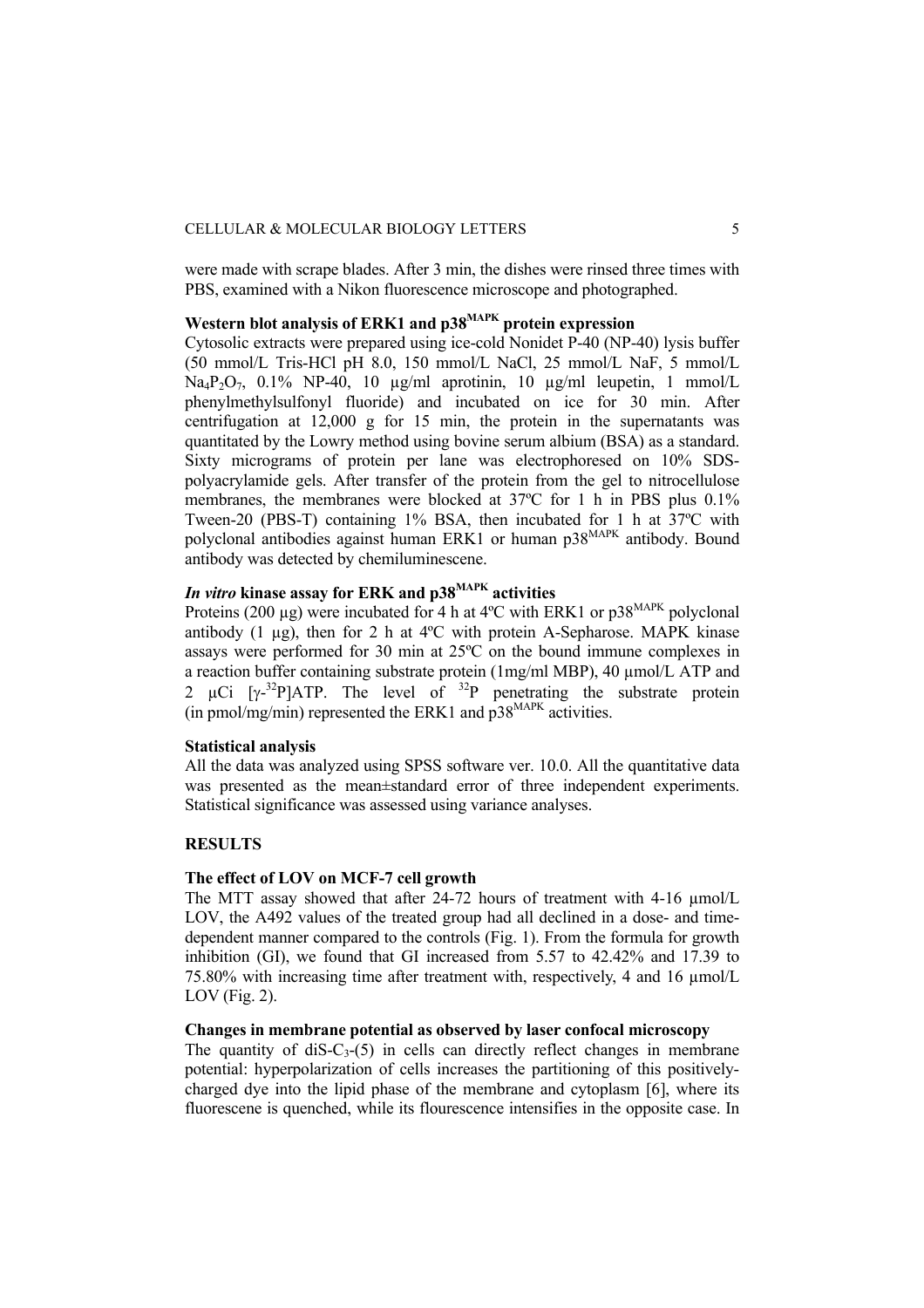were made with scrape blades. After 3 min, the dishes were rinsed three times with PBS, examined with a Nikon fluorescence microscope and photographed.

### Western blot analysis of ERK1 and p38$^{MAPK}$ protein expression

Cytosolic extracts were prepared using ice-cold Nonidet P-40 (NP-40) lysis buffer (50 mmol/L Tris-HCl pH 8.0, 150 mmol/L NaCl, 25 mmol/L NaF, 5 mmol/L $Na_4P_2O_7$, 0.1% NP-40, 10 μg/ml aprotinin, 10 μg/ml leupetin, 1 mmol/L phenylmethylsulfonyl fluoride) and incubated on ice for 30 min. After centrifugation at 12,000 g for 15 min, the protein in the supernatants was quantitated by the Lowry method using bovine serum albium (BSA) as a standard. Sixty micrograms of protein per lane was electrophoresed on 10% SDS-polyacrylamide gels. After transfer of the protein from the gel to nitrocellulose membranes, the membranes were blocked at 37ºC for 1 h in PBS plus 0.1% Tween-20 (PBS-T) containing 1% BSA, then incubated for 1 h at 37ºC with polyclonal antibodies against human ERK1 or human p38$^{MAPK}$ antibody. Bound antibody was detected by chemiluminescene.

### *In vitro* kinase assay for ERK and p38$^{MAPK}$ activities

Proteins (200 μg) were incubated for 4 h at 4ºC with ERK1 or p38$^{MAPK}$ polyclonal antibody (1 μg), then for 2 h at 4ºC with protein A-Sepharose. MAPK kinase assays were performed for 30 min at 25ºC on the bound immune complexes in a reaction buffer containing substrate protein (1mg/ml MBP), 40 μmol/L ATP and 2 μCi [$\gamma$-$^{32}$P]ATP. The level of $^{32}$P penetrating the substrate protein (in pmol/mg/min) represented the ERK1 and p38$^{MAPK}$ activities.

### Statistical analysis

All the data was analyzed using SPSS software ver. 10.0. All the quantitative data was presented as the mean±standard error of three independent experiments. Statistical significance was assessed using variance analyses.

## RESULTS

### The effect of LOV on MCF-7 cell growth

The MTT assay showed that after 24-72 hours of treatment with 4-16 μmol/L LOV, the A492 values of the treated group had all declined in a dose- and time-dependent manner compared to the controls (Fig. 1). From the formula for growth inhibition (GI), we found that GI increased from 5.57 to 42.42% and 17.39 to 75.80% with increasing time after treatment with, respectively, 4 and 16 μmol/L LOV (Fig. 2).

### Changes in membrane potential as observed by laser confocal microscopy

The quantity of diS-$C_3$-(5) in cells can directly reflect changes in membrane potential: hyperpolarization of cells increases the partitioning of this positively-charged dye into the lipid phase of the membrane and cytoplasm [6], where its fluorescene is quenched, while its flourescence intensifies in the opposite case. In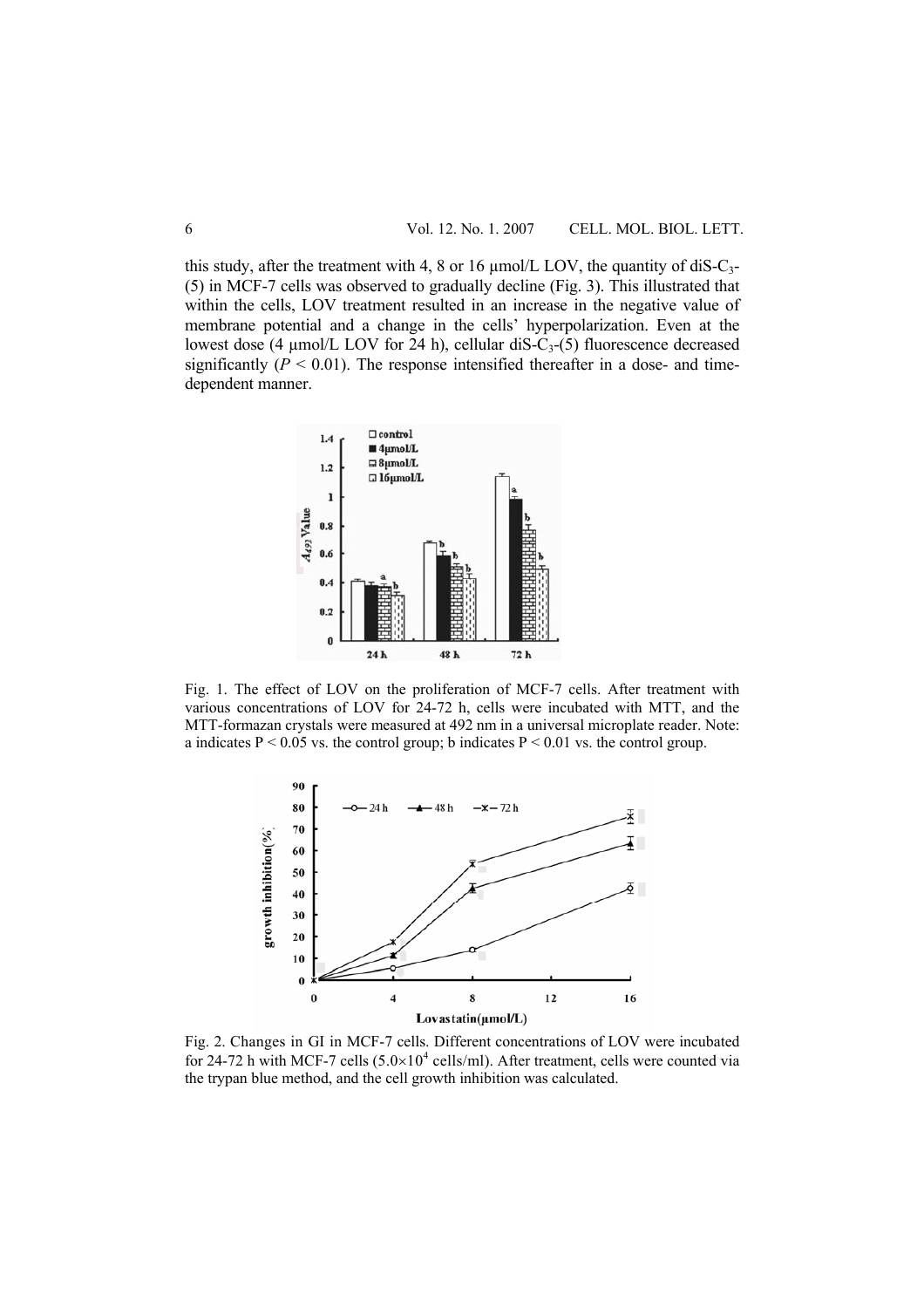this study, after the treatment with 4, 8 or 16 μmol/L LOV, the quantity of diS-$C_3$-(5) in MCF-7 cells was observed to gradually decline (Fig. 3). This illustrated that within the cells, LOV treatment resulted in an increase in the negative value of membrane potential and a change in the cells' hyperpolarization. Even at the lowest dose (4 μmol/L LOV for 24 h), cellular diS-$C_3$-(5) fluorescence decreased significantly ($P < 0.01$). The response intensified thereafter in a dose- and time-dependent manner.

Fig. 1. The effect of LOV on the proliferation of MCF-7 cells. After treatment with various concentrations of LOV for 24-72 h, cells were incubated with MTT, and the MTT-formazan crystals were measured at 492 nm in a universal microplate reader. Note: a indicates $P < 0.05$ vs. the control group; b indicates $P < 0.01$ vs. the control group.

Fig. 2. Changes in GI in MCF-7 cells. Different concentrations of LOV were incubated for 24-72 h with MCF-7 cells ($5.0 \times 10^4$ cells/ml). After treatment, cells were counted via the trypan blue method, and the cell growth inhibition was calculated.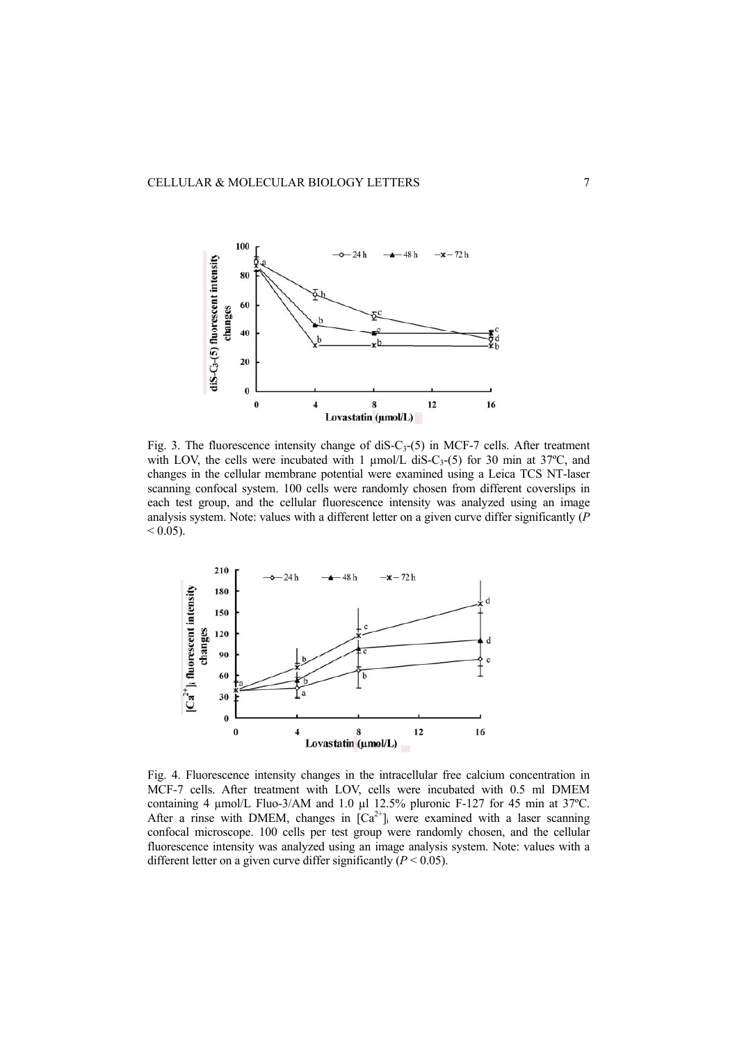Fig. 3. The fluorescence intensity change of diS-$C_3$-(5) in MCF-7 cells. After treatment with LOV, the cells were incubated with 1 µmol/L diS-$C_3$-(5) for 30 min at 37ºC, and changes in the cellular membrane potential were examined using a Leica TCS NT-laser scanning confocal system. 100 cells were randomly chosen from different coverslips in each test group, and the cellular fluorescence intensity was analyzed using an image analysis system. Note: values with a different letter on a given curve differ significantly ($P < 0.05$).

Fig. 4. Fluorescence intensity changes in the intracellular free calcium concentration in MCF-7 cells. After treatment with LOV, cells were incubated with 0.5 ml DMEM containing 4 µmol/L Fluo-3/AM and 1.0 µl 12.5% pluronic F-127 for 45 min at 37ºC. After a rinse with DMEM, changes in $[Ca^{2+}]_i$ were examined with a laser scanning confocal microscope. 100 cells per test group were randomly chosen, and the cellular fluorescence intensity was analyzed using an image analysis system. Note: values with a different letter on a given curve differ significantly ($P < 0.05$).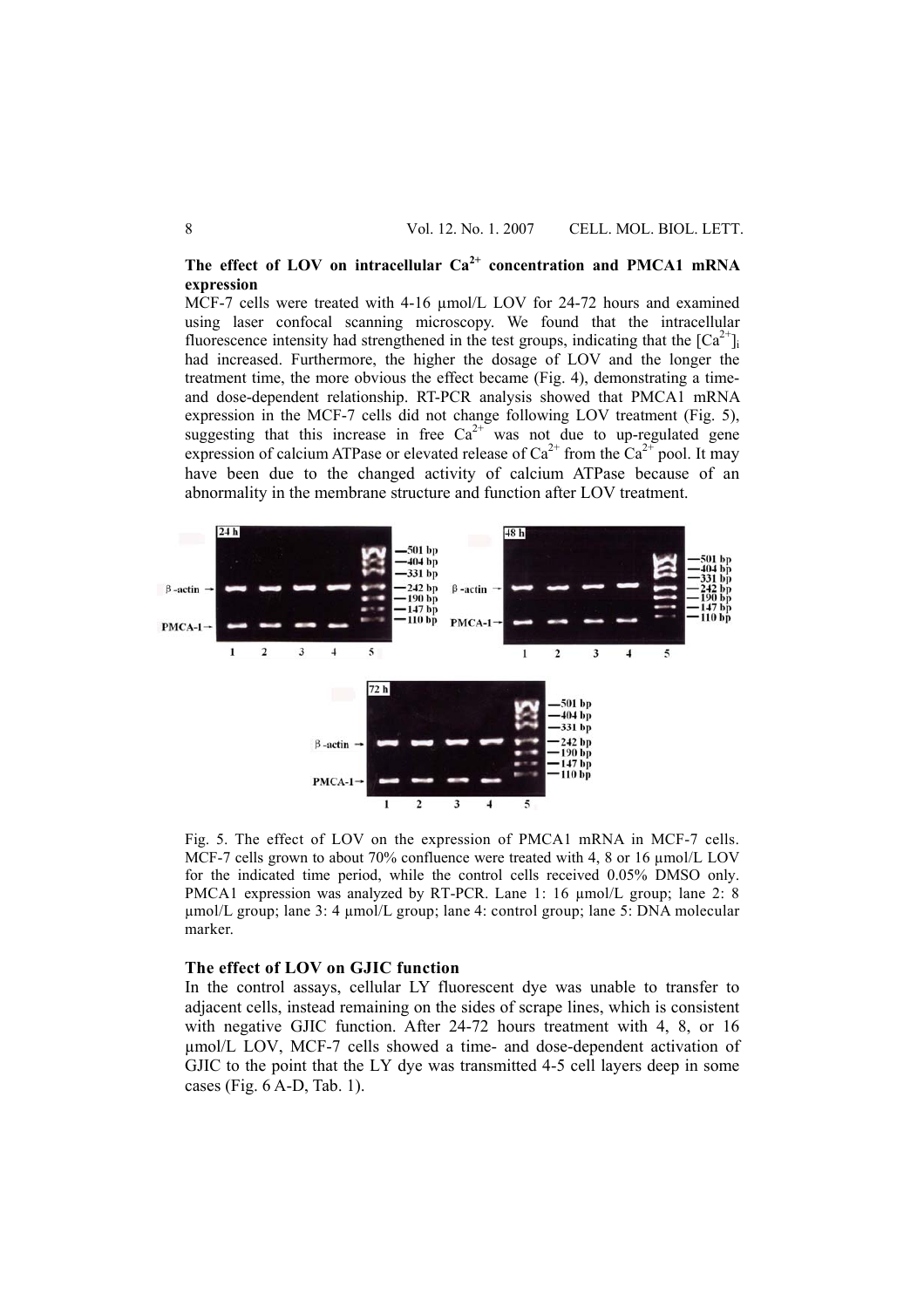### The effect of LOV on intracellular $Ca^{2+}$ concentration and PMCA1 mRNA expression

MCF-7 cells were treated with 4-16 µmol/L LOV for 24-72 hours and examined using laser confocal scanning microscopy. We found that the intracellular fluorescence intensity had strengthened in the test groups, indicating that the $[Ca^{2+}]_i$ had increased. Furthermore, the higher the dosage of LOV and the longer the treatment time, the more obvious the effect became (Fig. 4), demonstrating a time- and dose-dependent relationship. RT-PCR analysis showed that PMCA1 mRNA expression in the MCF-7 cells did not change following LOV treatment (Fig. 5), suggesting that this increase in free $Ca^{2+}$ was not due to up-regulated gene expression of calcium ATPase or elevated release of $Ca^{2+}$ from the $Ca^{2+}$ pool. It may have been due to the changed activity of calcium ATPase because of an abnormality in the membrane structure and function after LOV treatment.

Fig. 5. The effect of LOV on the expression of PMCA1 mRNA in MCF-7 cells. MCF-7 cells grown to about 70% confluence were treated with 4, 8 or 16 µmol/L LOV for the indicated time period, while the control cells received 0.05% DMSO only. PMCA1 expression was analyzed by RT-PCR. Lane 1: 16 µmol/L group; lane 2: 8 µmol/L group; lane 3: 4 µmol/L group; lane 4: control group; lane 5: DNA molecular marker.

### The effect of LOV on GJIC function

In the control assays, cellular LY fluorescent dye was unable to transfer to adjacent cells, instead remaining on the sides of scrape lines, which is consistent with negative GJIC function. After 24-72 hours treatment with 4, 8, or 16 µmol/L LOV, MCF-7 cells showed a time- and dose-dependent activation of GJIC to the point that the LY dye was transmitted 4-5 cell layers deep in some cases (Fig. 6 A-D, Tab. 1).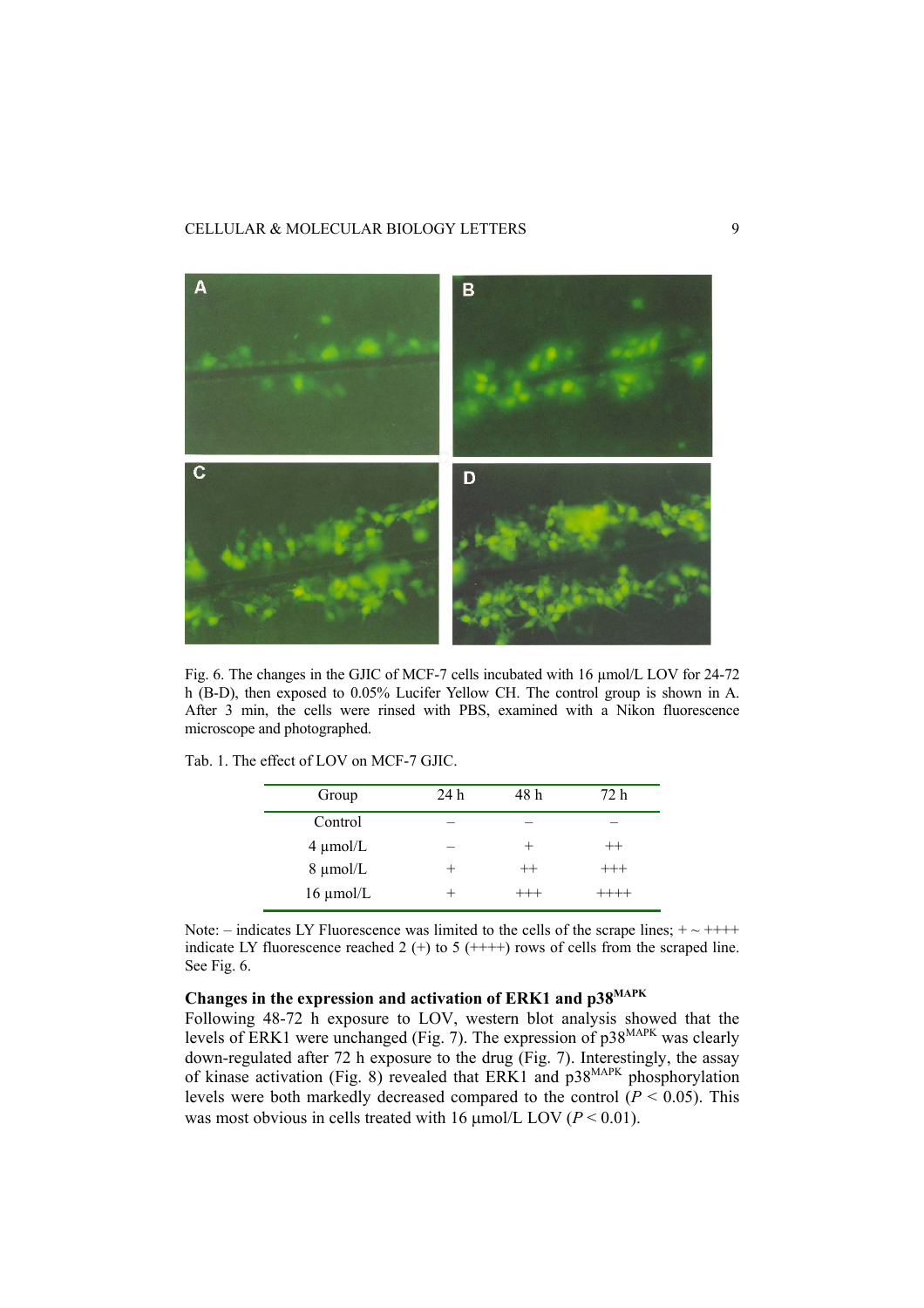Fig. 6. The changes in the GJIC of MCF-7 cells incubated with 16 μmol/L LOV for 24-72 h (B-D), then exposed to 0.05% Lucifer Yellow CH. The control group is shown in A. After 3 min, the cells were rinsed with PBS, examined with a Nikon fluorescence microscope and photographed.

Tab. 1. The effect of LOV on MCF-7 GJIC.

| Group | 24 h | 48 h | 72 h |
|---|---|---|---|
| Control | – | – | – |
| 4 μmol/L | – | + | ++ |
| 8 μmol/L | + | ++ | +++ |
| 16 μmol/L | + | +++ | ++++ |

Note: – indicates LY Fluorescence was limited to the cells of the scrape lines; + ~ ++++ indicate LY fluorescence reached 2 (+) to 5 (++++) rows of cells from the scraped line. See Fig. 6.

### Changes in the expression and activation of ERK1 and $p38^{MAPK}$

Following 48-72 h exposure to LOV, western blot analysis showed that the levels of ERK1 were unchanged (Fig. 7). The expression of $p38^{MAPK}$ was clearly down-regulated after 72 h exposure to the drug (Fig. 7). Interestingly, the assay of kinase activation (Fig. 8) revealed that ERK1 and $p38^{MAPK}$ phosphorylation levels were both markedly decreased compared to the control ($P < 0.05$). This was most obvious in cells treated with 16 μmol/L LOV ($P < 0.01$).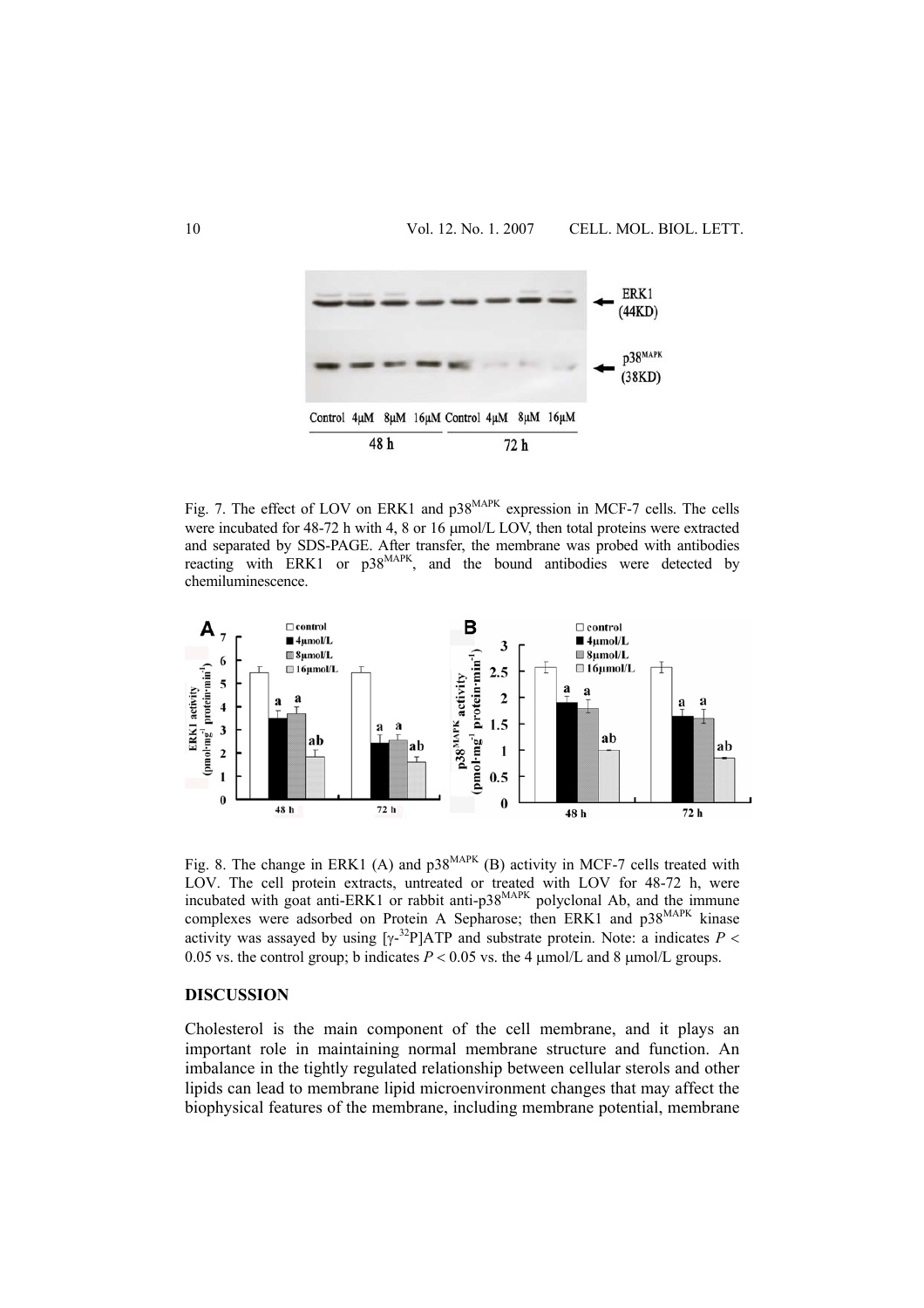Fig. 7. The effect of LOV on ERK1 and p38$^{MAPK}$ expression in MCF-7 cells. The cells were incubated for 48-72 h with 4, 8 or 16 μmol/L LOV, then total proteins were extracted and separated by SDS-PAGE. After transfer, the membrane was probed with antibodies reacting with ERK1 or p38$^{MAPK}$, and the bound antibodies were detected by chemiluminescence.

Fig. 8. The change in ERK1 (A) and p38$^{MAPK}$ (B) activity in MCF-7 cells treated with LOV. The cell protein extracts, untreated or treated with LOV for 48-72 h, were incubated with goat anti-ERK1 or rabbit anti-p38$^{MAPK}$ polyclonal Ab, and the immune complexes were adsorbed on Protein A Sepharose; then ERK1 and p38$^{MAPK}$ kinase activity was assayed by using [γ-$^{32}$P]ATP and substrate protein. Note: a indicates $P < 0.05$ vs. the control group; b indicates $P < 0.05$ vs. the 4 μmol/L and 8 μmol/L groups.

## DISCUSSION

Cholesterol is the main component of the cell membrane, and it plays an important role in maintaining normal membrane structure and function. An imbalance in the tightly regulated relationship between cellular sterols and other lipids can lead to membrane lipid microenvironment changes that may affect the biophysical features of the membrane, including membrane potential, membrane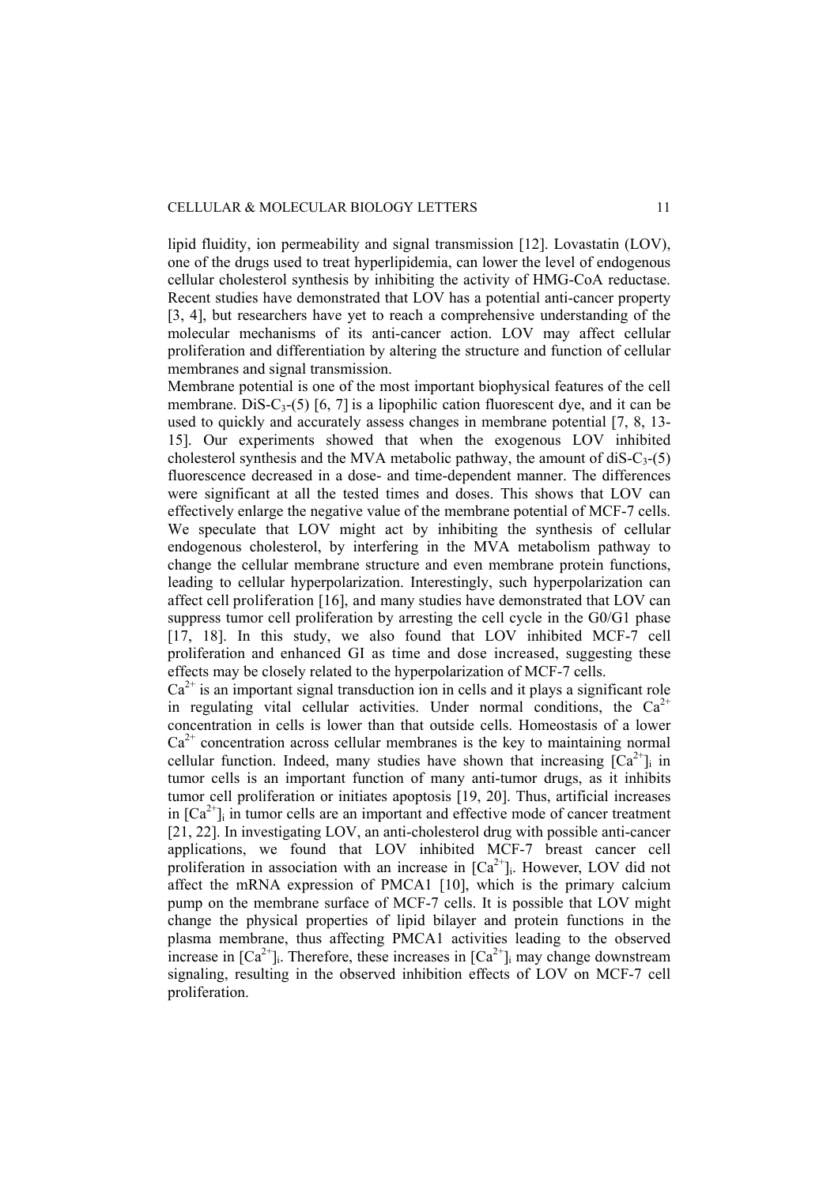lipid fluidity, ion permeability and signal transmission [12]. Lovastatin (LOV), one of the drugs used to treat hyperlipidemia, can lower the level of endogenous cellular cholesterol synthesis by inhibiting the activity of HMG-CoA reductase. Recent studies have demonstrated that LOV has a potential anti-cancer property [3, 4], but researchers have yet to reach a comprehensive understanding of the molecular mechanisms of its anti-cancer action. LOV may affect cellular proliferation and differentiation by altering the structure and function of cellular membranes and signal transmission.

Membrane potential is one of the most important biophysical features of the cell membrane. DiS-$C_3$-(5) [6, 7] is a lipophilic cation fluorescent dye, and it can be used to quickly and accurately assess changes in membrane potential [7, 8, 13-15]. Our experiments showed that when the exogenous LOV inhibited cholesterol synthesis and the MVA metabolic pathway, the amount of diS-$C_3$-(5) fluorescence decreased in a dose- and time-dependent manner. The differences were significant at all the tested times and doses. This shows that LOV can effectively enlarge the negative value of the membrane potential of MCF-7 cells. We speculate that LOV might act by inhibiting the synthesis of cellular endogenous cholesterol, by interfering in the MVA metabolism pathway to change the cellular membrane structure and even membrane protein functions, leading to cellular hyperpolarization. Interestingly, such hyperpolarization can affect cell proliferation [16], and many studies have demonstrated that LOV can suppress tumor cell proliferation by arresting the cell cycle in the G0/G1 phase [17, 18]. In this study, we also found that LOV inhibited MCF-7 cell proliferation and enhanced GI as time and dose increased, suggesting these effects may be closely related to the hyperpolarization of MCF-7 cells.

$Ca^{2+}$ is an important signal transduction ion in cells and it plays a significant role in regulating vital cellular activities. Under normal conditions, the $Ca^{2+}$ concentration in cells is lower than that outside cells. Homeostasis of a lower $Ca^{2+}$ concentration across cellular membranes is the key to maintaining normal cellular function. Indeed, many studies have shown that increasing $[Ca^{2+}]_i$ in tumor cells is an important function of many anti-tumor drugs, as it inhibits tumor cell proliferation or initiates apoptosis [19, 20]. Thus, artificial increases in $[Ca^{2+}]_i$ in tumor cells are an important and effective mode of cancer treatment [21, 22]. In investigating LOV, an anti-cholesterol drug with possible anti-cancer applications, we found that LOV inhibited MCF-7 breast cancer cell proliferation in association with an increase in $[Ca^{2+}]_i$. However, LOV did not affect the mRNA expression of PMCA1 [10], which is the primary calcium pump on the membrane surface of MCF-7 cells. It is possible that LOV might change the physical properties of lipid bilayer and protein functions in the plasma membrane, thus affecting PMCA1 activities leading to the observed increase in $[Ca^{2+}]_i$. Therefore, these increases in $[Ca^{2+}]_i$ may change downstream signaling, resulting in the observed inhibition effects of LOV on MCF-7 cell proliferation.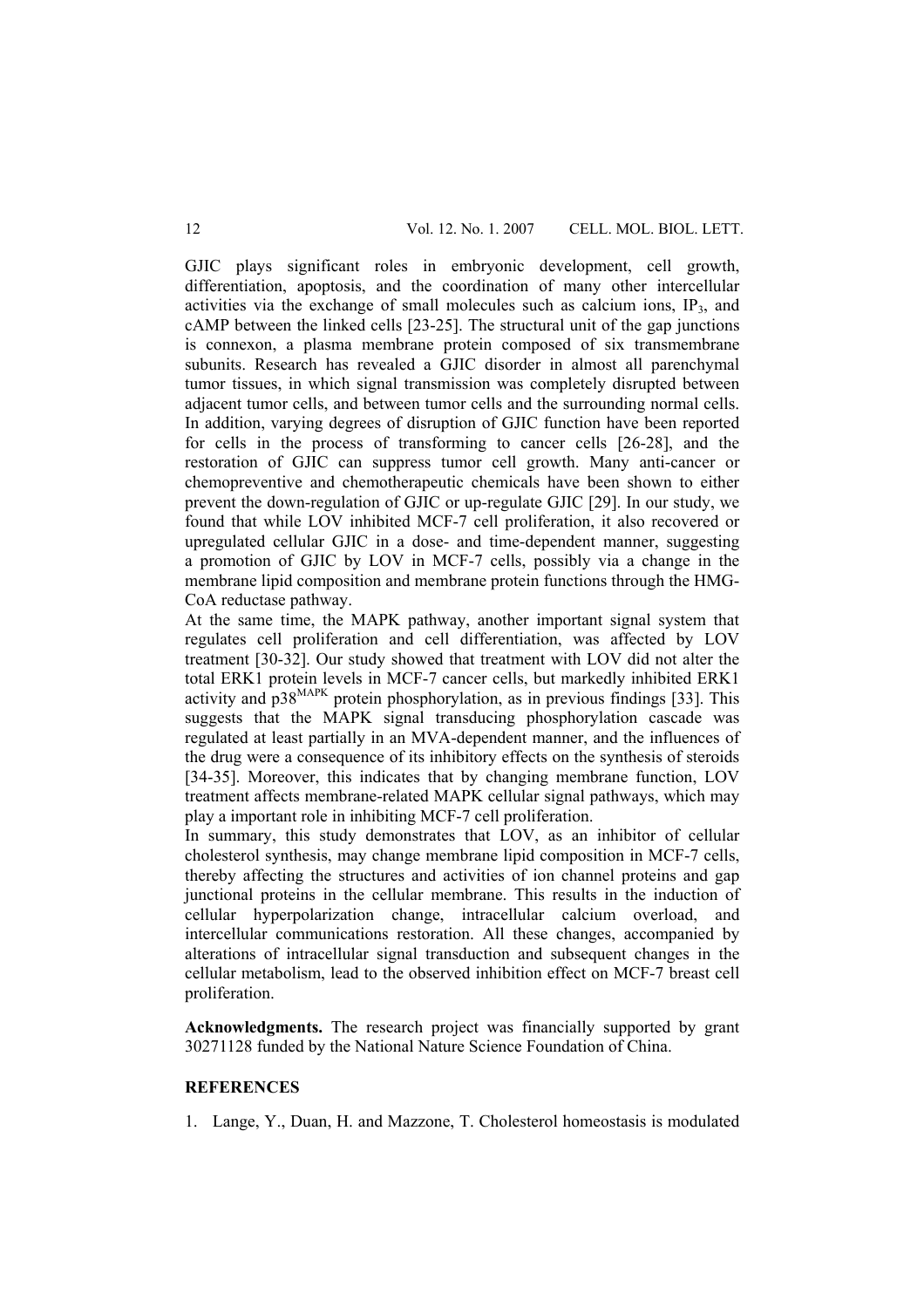GJIC plays significant roles in embryonic development, cell growth, differentiation, apoptosis, and the coordination of many other intercellular activities via the exchange of small molecules such as calcium ions, $IP_3$, and cAMP between the linked cells [23-25]. The structural unit of the gap junctions is connexon, a plasma membrane protein composed of six transmembrane subunits. Research has revealed a GJIC disorder in almost all parenchymal tumor tissues, in which signal transmission was completely disrupted between adjacent tumor cells, and between tumor cells and the surrounding normal cells. In addition, varying degrees of disruption of GJIC function have been reported for cells in the process of transforming to cancer cells [26-28], and the restoration of GJIC can suppress tumor cell growth. Many anti-cancer or chemopreventive and chemotherapeutic chemicals have been shown to either prevent the down-regulation of GJIC or up-regulate GJIC [29]. In our study, we found that while LOV inhibited MCF-7 cell proliferation, it also recovered or upregulated cellular GJIC in a dose- and time-dependent manner, suggesting a promotion of GJIC by LOV in MCF-7 cells, possibly via a change in the membrane lipid composition and membrane protein functions through the HMG-CoA reductase pathway.

At the same time, the MAPK pathway, another important signal system that regulates cell proliferation and cell differentiation, was affected by LOV treatment [30-32]. Our study showed that treatment with LOV did not alter the total ERK1 protein levels in MCF-7 cancer cells, but markedly inhibited ERK1 activity and $p38^{MAPK}$ protein phosphorylation, as in previous findings [33]. This suggests that the MAPK signal transducing phosphorylation cascade was regulated at least partially in an MVA-dependent manner, and the influences of the drug were a consequence of its inhibitory effects on the synthesis of steroids [34-35]. Moreover, this indicates that by changing membrane function, LOV treatment affects membrane-related MAPK cellular signal pathways, which may play a important role in inhibiting MCF-7 cell proliferation.

In summary, this study demonstrates that LOV, as an inhibitor of cellular cholesterol synthesis, may change membrane lipid composition in MCF-7 cells, thereby affecting the structures and activities of ion channel proteins and gap junctional proteins in the cellular membrane. This results in the induction of cellular hyperpolarization change, intracellular calcium overload, and intercellular communications restoration. All these changes, accompanied by alterations of intracellular signal transduction and subsequent changes in the cellular metabolism, lead to the observed inhibition effect on MCF-7 breast cell proliferation.

**Acknowledgments.** The research project was financially supported by grant 30271128 funded by the National Nature Science Foundation of China.

## REFERENCES

1. Lange, Y., Duan, H. and Mazzone, T. Cholesterol homeostasis is modulated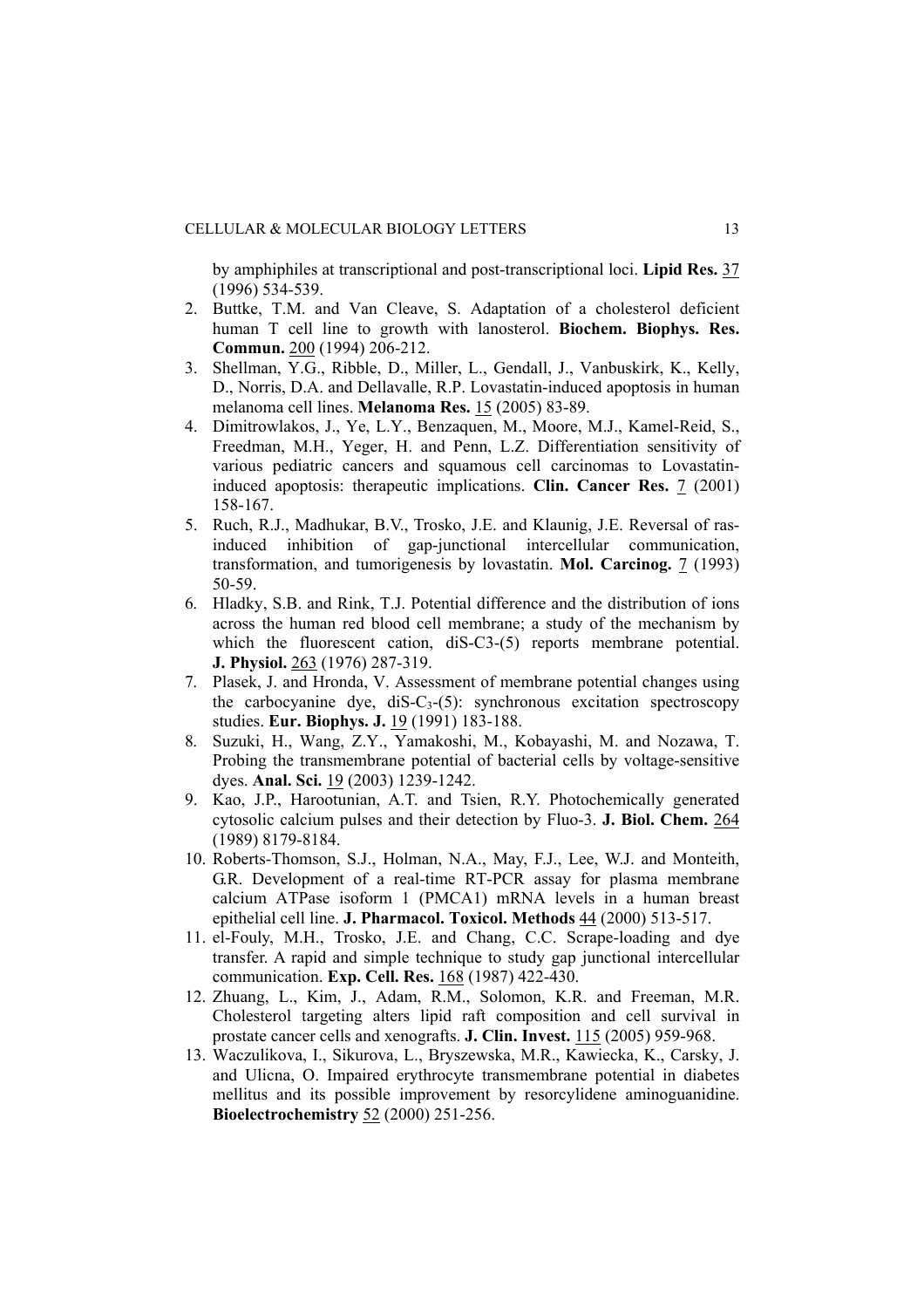by amphiphiles at transcriptional and post-transcriptional loci. **Lipid Res.** 37 (1996) 534-539.

2. Buttke, T.M. and Van Cleave, S. Adaptation of a cholesterol deficient human T cell line to growth with lanosterol. **Biochem. Biophys. Res. Commun.** 200 (1994) 206-212.
3. Shellman, Y.G., Ribble, D., Miller, L., Gendall, J., Vanbuskirk, K., Kelly, D., Norris, D.A. and Dellavalle, R.P. Lovastatin-induced apoptosis in human melanoma cell lines. **Melanoma Res.** 15 (2005) 83-89.
4. Dimitrowlakos, J., Ye, L.Y., Benzaquen, M., Moore, M.J., Kamel-Reid, S., Freedman, M.H., Yeger, H. and Penn, L.Z. Differentiation sensitivity of various pediatric cancers and squamous cell carcinomas to Lovastatin-induced apoptosis: therapeutic implications. **Clin. Cancer Res.** 7 (2001) 158-167.
5. Ruch, R.J., Madhukar, B.V., Trosko, J.E. and Klaunig, J.E. Reversal of ras-induced inhibition of gap-junctional intercellular communication, transformation, and tumorigenesis by lovastatin. **Mol. Carcinog.** 7 (1993) 50-59.
6. Hladky, S.B. and Rink, T.J. Potential difference and the distribution of ions across the human red blood cell membrane; a study of the mechanism by which the fluorescent cation, diS-C3-(5) reports membrane potential. **J. Physiol.** 263 (1976) 287-319.
7. Plasek, J. and Hronda, V. Assessment of membrane potential changes using the carbocyanine dye, diS-$C_3$-(5): synchronous excitation spectroscopy studies. **Eur. Biophys. J.** 19 (1991) 183-188.
8. Suzuki, H., Wang, Z.Y., Yamakoshi, M., Kobayashi, M. and Nozawa, T. Probing the transmembrane potential of bacterial cells by voltage-sensitive dyes. **Anal. Sci.** 19 (2003) 1239-1242.
9. Kao, J.P., Harootunian, A.T. and Tsien, R.Y. Photochemically generated cytosolic calcium pulses and their detection by Fluo-3. **J. Biol. Chem.** 264 (1989) 8179-8184.
10. Roberts-Thomson, S.J., Holman, N.A., May, F.J., Lee, W.J. and Monteith, G.R. Development of a real-time RT-PCR assay for plasma membrane calcium ATPase isoform 1 (PMCA1) mRNA levels in a human breast epithelial cell line. **J. Pharmacol. Toxicol. Methods** 44 (2000) 513-517.
11. el-Fouly, M.H., Trosko, J.E. and Chang, C.C. Scrape-loading and dye transfer. A rapid and simple technique to study gap junctional intercellular communication. **Exp. Cell. Res.** 168 (1987) 422-430.
12. Zhuang, L., Kim, J., Adam, R.M., Solomon, K.R. and Freeman, M.R. Cholesterol targeting alters lipid raft composition and cell survival in prostate cancer cells and xenografts. **J. Clin. Invest.** 115 (2005) 959-968.
13. Waczulikova, I., Sikurova, L., Bryszewska, M.R., Kawiecka, K., Carsky, J. and Ulicna, O. Impaired erythrocyte transmembrane potential in diabetes mellitus and its possible improvement by resorcylidene aminoguanidine. **Bioelectrochemistry** 52 (2000) 251-256.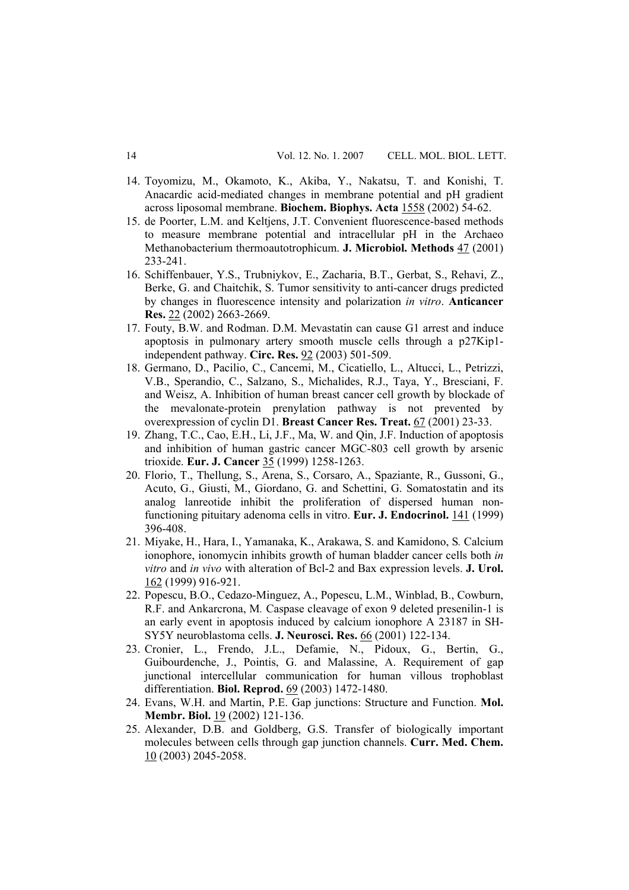14. Toyomizu, M., Okamoto, K., Akiba, Y., Nakatsu, T. and Konishi, T. Anacardic acid-mediated changes in membrane potential and pH gradient across liposomal membrane. **Biochem. Biophys. Acta** 1558 (2002) 54-62.
15. de Poorter, L.M. and Keltjens, J.T. Convenient fluorescence-based methods to measure membrane potential and intracellular pH in the Archaeo Methanobacterium thermoautotrophicum. **J. Microbiol. Methods** 47 (2001) 233-241.
16. Schiffenbauer, Y.S., Trubniykov, E., Zacharia, B.T., Gerbat, S., Rehavi, Z., Berke, G. and Chaitchik, S. Tumor sensitivity to anti-cancer drugs predicted by changes in fluorescence intensity and polarization *in vitro*. **Anticancer Res.** 22 (2002) 2663-2669.
17. Fouty, B.W. and Rodman. D.M. Mevastatin can cause G1 arrest and induce apoptosis in pulmonary artery smooth muscle cells through a p27Kip1-independent pathway. **Circ. Res.** 92 (2003) 501-509.
18. Germano, D., Pacilio, C., Cancemi, M., Cicatiello, L., Altucci, L., Petrizzi, V.B., Sperandio, C., Salzano, S., Michalides, R.J., Taya, Y., Bresciani, F. and Weisz, A. Inhibition of human breast cancer cell growth by blockade of the mevalonate-protein prenylation pathway is not prevented by overexpression of cyclin D1. **Breast Cancer Res. Treat.** 67 (2001) 23-33.
19. Zhang, T.C., Cao, E.H., Li, J.F., Ma, W. and Qin, J.F. Induction of apoptosis and inhibition of human gastric cancer MGC-803 cell growth by arsenic trioxide. **Eur. J. Cancer** 35 (1999) 1258-1263.
20. Florio, T., Thellung, S., Arena, S., Corsaro, A., Spaziante, R., Gussoni, G., Acuto, G., Giusti, M., Giordano, G. and Schettini, G. Somatostatin and its analog lanreotide inhibit the proliferation of dispersed human non-functioning pituitary adenoma cells in vitro. **Eur. J. Endocrinol.** 141 (1999) 396-408.
21. Miyake, H., Hara, I., Yamanaka, K., Arakawa, S. and Kamidono, S*.* Calcium ionophore, ionomycin inhibits growth of human bladder cancer cells both *in vitro* and *in vivo* with alteration of Bcl-2 and Bax expression levels. **J. Urol.** 162 (1999) 916-921.
22. Popescu, B.O., Cedazo-Minguez, A., Popescu, L.M., Winblad, B., Cowburn, R.F. and Ankarcrona, M*.* Caspase cleavage of exon 9 deleted presenilin-1 is an early event in apoptosis induced by calcium ionophore A 23187 in SH-SY5Y neuroblastoma cells. **J. Neurosci. Res.** 66 (2001) 122-134.
23. Cronier, L., Frendo, J.L., Defamie, N., Pidoux, G., Bertin, G., Guibourdenche, J., Pointis, G. and Malassine, A. Requirement of gap junctional intercellular communication for human villous trophoblast differentiation. **Biol. Reprod.** 69 (2003) 1472-1480.
24. Evans, W.H. and Martin, P.E. Gap junctions: Structure and Function. **Mol. Membr. Biol.** 19 (2002) 121-136.
25. Alexander, D.B. and Goldberg, G.S. Transfer of biologically important molecules between cells through gap junction channels. **Curr. Med. Chem.** 10 (2003) 2045-2058.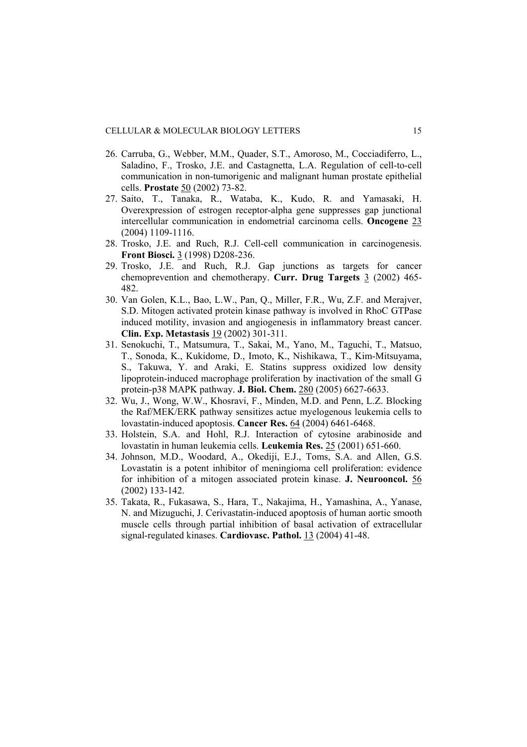26. Carruba, G., Webber, M.M., Quader, S.T., Amoroso, M., Cocciadiferro, L., Saladino, F., Trosko, J.E. and Castagnetta, L.A. Regulation of cell-to-cell communication in non-tumorigenic and malignant human prostate epithelial cells. **Prostate** 50 (2002) 73-82.
27. Saito, T., Tanaka, R., Wataba, K., Kudo, R. and Yamasaki, H. Overexpression of estrogen receptor-alpha gene suppresses gap junctional intercellular communication in endometrial carcinoma cells. **Oncogene** 23 (2004) 1109-1116.
28. Trosko, J.E. and Ruch, R.J. Cell-cell communication in carcinogenesis. **Front Biosci.** 3 (1998) D208-236.
29. Trosko, J.E. and Ruch, R.J. Gap junctions as targets for cancer chemoprevention and chemotherapy. **Curr. Drug Targets** 3 (2002) 465-482.
30. Van Golen, K.L., Bao, L.W., Pan, Q., Miller, F.R., Wu, Z.F. and Merajver, S.D. Mitogen activated protein kinase pathway is involved in RhoC GTPase induced motility, invasion and angiogenesis in inflammatory breast cancer. **Clin. Exp. Metastasis** 19 (2002) 301-311.
31. Senokuchi, T., Matsumura, T., Sakai, M., Yano, M., Taguchi, T., Matsuo, T., Sonoda, K., Kukidome, D., Imoto, K., Nishikawa, T., Kim-Mitsuyama, S., Takuwa, Y. and Araki, E. Statins suppress oxidized low density lipoprotein-induced macrophage proliferation by inactivation of the small G protein-p38 MAPK pathway. **J. Biol. Chem.** 280 (2005) 6627-6633.
32. Wu, J., Wong, W.W., Khosravi, F., Minden, M.D. and Penn, L.Z. Blocking the Raf/MEK/ERK pathway sensitizes actue myelogenous leukemia cells to lovastatin-induced apoptosis. **Cancer Res.** 64 (2004) 6461-6468.
33. Holstein, S.A. and Hohl, R.J. Interaction of cytosine arabinoside and lovastatin in human leukemia cells. **Leukemia Res.** 25 (2001) 651-660.
34. Johnson, M.D., Woodard, A., Okediji, E.J., Toms, S.A. and Allen, G.S. Lovastatin is a potent inhibitor of meningioma cell proliferation: evidence for inhibition of a mitogen associated protein kinase. **J. Neurooncol.** 56 (2002) 133-142.
35. Takata, R., Fukasawa, S., Hara, T., Nakajima, H., Yamashina, A., Yanase, N. and Mizuguchi, J. Cerivastatin-induced apoptosis of human aortic smooth muscle cells through partial inhibition of basal activation of extracellular signal-regulated kinases. **Cardiovasc. Pathol.** 13 (2004) 41-48.